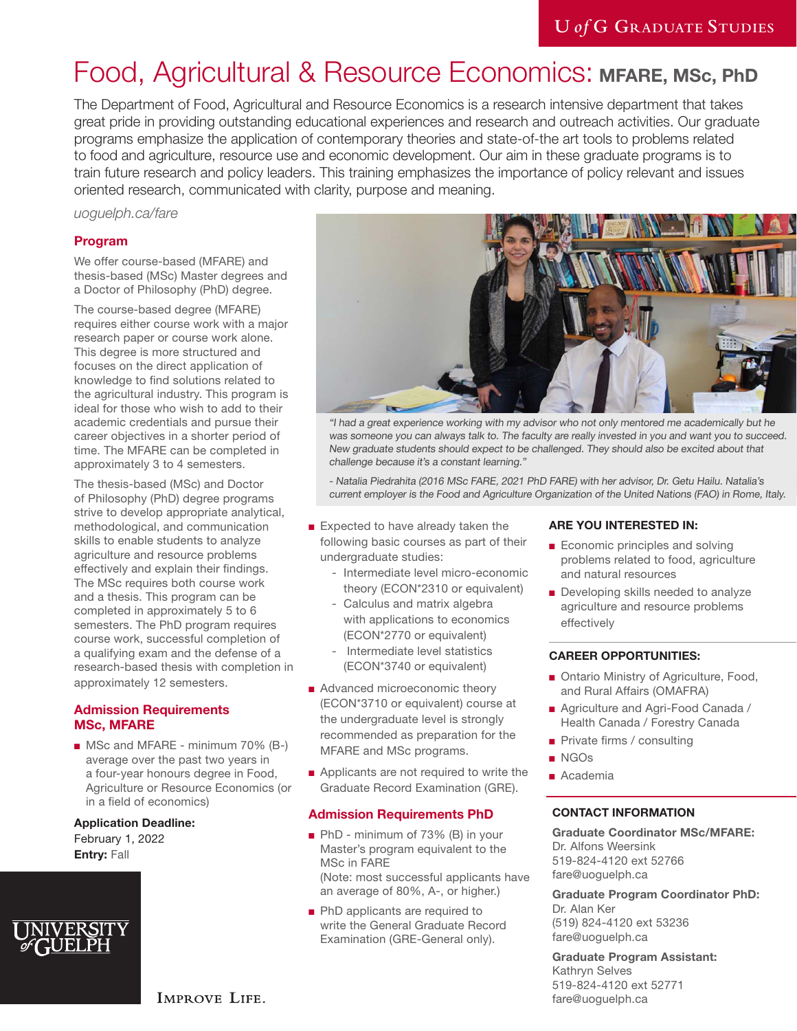# Food, Agricultural & Resource Economics: MFARE, MSc, PhD

The Department of Food, Agricultural and Resource Economics is a research intensive department that takes great pride in providing outstanding educational experiences and research and outreach activities. Our graduate programs emphasize the application of contemporary theories and state-of-the art tools to problems related to food and agriculture, resource use and economic development. Our aim in these graduate programs is to train future research and policy leaders. This training emphasizes the importance of policy relevant and issues oriented research, communicated with clarity, purpose and meaning.

*uoguelph.ca/fare*

## Program

We offer course-based (MFARE) and thesis-based (MSc) Master degrees and a Doctor of Philosophy (PhD) degree.

The course-based degree (MFARE) requires either course work with a major research paper or course work alone. This degree is more structured and focuses on the direct application of knowledge to find solutions related to the agricultural industry. This program is ideal for those who wish to add to their academic credentials and pursue their career objectives in a shorter period of time. The MFARE can be completed in approximately 3 to 4 semesters.

The thesis-based (MSc) and Doctor of Philosophy (PhD) degree programs strive to develop appropriate analytical, methodological, and communication skills to enable students to analyze agriculture and resource problems effectively and explain their findings. The MSc requires both course work and a thesis. This program can be completed in approximately 5 to 6 semesters. The PhD program requires course work, successful completion of a qualifying exam and the defense of a research-based thesis with completion in approximately 12 semesters.

*"I had a great experience working with my advisor who not only mentored me academically but he was someone you can always talk to. The faculty are really invested in you and want you to succeed. New graduate students should expect to be challenged. They should also be excited about that challenge because it's a constant learning."*

*- Natalia Piedrahita (2016 MSc FARE, 2021 PhD FARE) with her advisor, Dr. Getu Hailu. Natalia's current employer is the Food and Agriculture Organization of the United Nations (FAO) in Rome, Italy.*

## Admission Requirements MSc, MFARE

- MSc and MFARE - minimum 70% (B-) average over the past two years in a four-year honours degree in Food, Agriculture or Resource Economics (or in a field of economics)
- Expected to have already taken the following basic courses as part of their undergraduate studies:
  - Intermediate level micro-economic theory (ECON*2310 or equivalent)
  - Calculus and matrix algebra with applications to economics (ECON*2770 or equivalent)
  - Intermediate level statistics (ECON*3740 or equivalent)
- Advanced microeconomic theory (ECON*3710 or equivalent) course at the undergraduate level is strongly recommended as preparation for the MFARE and MSc programs.
- Applicants are not required to write the Graduate Record Examination (GRE).

**Application Deadline:**
February 1, 2022
**Entry:** Fall

## Admission Requirements PhD

- PhD - minimum of 73% (B) in your Master's program equivalent to the MSc in FARE
  (Note: most successful applicants have an average of 80%, A-, or higher.)
- PhD applicants are required to write the General Graduate Record Examination (GRE-General only).

### ARE YOU INTERESTED IN:

- Economic principles and solving problems related to food, agriculture and natural resources
- Developing skills needed to analyze agriculture and resource problems effectively

### CAREER OPPORTUNITIES:

- Ontario Ministry of Agriculture, Food, and Rural Affairs (OMAFRA)
- Agriculture and Agri-Food Canada / Health Canada / Forestry Canada
- Private firms / consulting
- NGOs
- Academia

### CONTACT INFORMATION

**Graduate Coordinator MSc/MFARE:**
Dr. Alfons Weersink
519-824-4120 ext 52766
fare@uoguelph.ca

**Graduate Program Coordinator PhD:**
Dr. Alan Ker
(519) 824-4120 ext 53236
fare@uoguelph.ca

**Graduate Program Assistant:**
Kathryn Selves
519-824-4120 ext 52771
fare@uoguelph.ca

University of Guelph — Improve Life.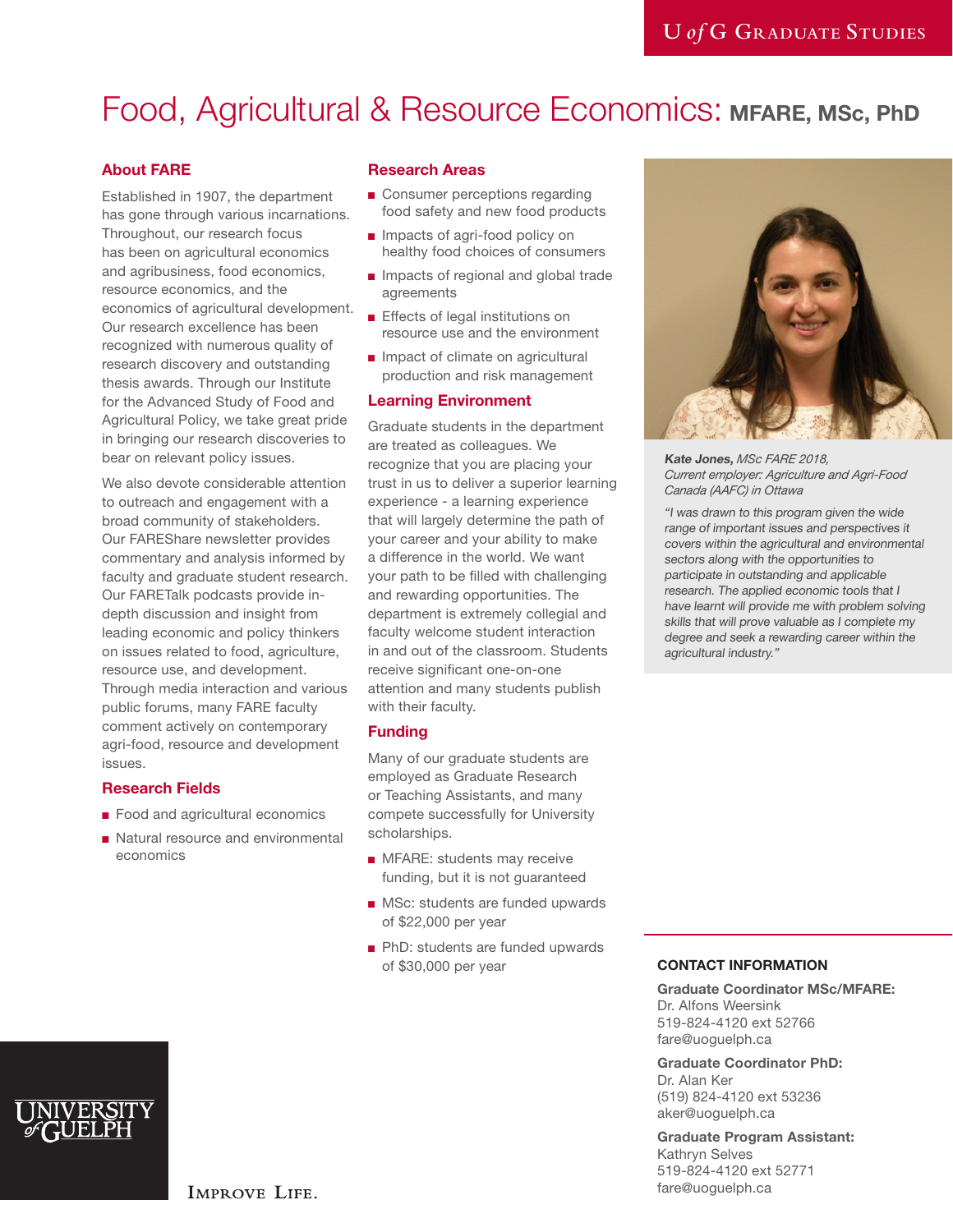# Food, Agricultural & Resource Economics: MFARE, MSc, PhD

## About FARE

Established in 1907, the department has gone through various incarnations. Throughout, our research focus has been on agricultural economics and agribusiness, food economics, resource economics, and the economics of agricultural development. Our research excellence has been recognized with numerous quality of research discovery and outstanding thesis awards. Through our Institute for the Advanced Study of Food and Agricultural Policy, we take great pride in bringing our research discoveries to bear on relevant policy issues.

We also devote considerable attention to outreach and engagement with a broad community of stakeholders. Our FAREShare newsletter provides commentary and analysis informed by faculty and graduate student research. Our FARETalk podcasts provide in-depth discussion and insight from leading economic and policy thinkers on issues related to food, agriculture, resource use, and development. Through media interaction and various public forums, many FARE faculty comment actively on contemporary agri-food, resource and development issues.

## Research Fields

- Food and agricultural economics
- Natural resource and environmental economics

## Research Areas

- Consumer perceptions regarding food safety and new food products
- Impacts of agri-food policy on healthy food choices of consumers
- Impacts of regional and global trade agreements
- Effects of legal institutions on resource use and the environment
- Impact of climate on agricultural production and risk management

## Learning Environment

Graduate students in the department are treated as colleagues. We recognize that you are placing your trust in us to deliver a superior learning experience - a learning experience that will largely determine the path of your career and your ability to make a difference in the world. We want your path to be filled with challenging and rewarding opportunities. The department is extremely collegial and faculty welcome student interaction in and out of the classroom. Students receive significant one-on-one attention and many students publish with their faculty.

## Funding

Many of our graduate students are employed as Graduate Research or Teaching Assistants, and many compete successfully for University scholarships.

- MFARE: students may receive funding, but it is not guaranteed
- MSc: students are funded upwards of $22,000 per year
- PhD: students are funded upwards of $30,000 per year

***Kate Jones,** MSc FARE 2018,*
*Current employer: Agriculture and Agri-Food Canada (AAFC) in Ottawa*

*"I was drawn to this program given the wide range of important issues and perspectives it covers within the agricultural and environmental sectors along with the opportunities to participate in outstanding and applicable research. The applied economic tools that I have learnt will provide me with problem solving skills that will prove valuable as I complete my degree and seek a rewarding career within the agricultural industry."*

## CONTACT INFORMATION

**Graduate Coordinator MSc/MFARE:**
Dr. Alfons Weersink
519-824-4120 ext 52766
fare@uoguelph.ca

**Graduate Coordinator PhD:**
Dr. Alan Ker
(519) 824-4120 ext 53236
aker@uoguelph.ca

**Graduate Program Assistant:**
Kathryn Selves
519-824-4120 ext 52771
fare@uoguelph.ca

University of Guelph

Improve Life.